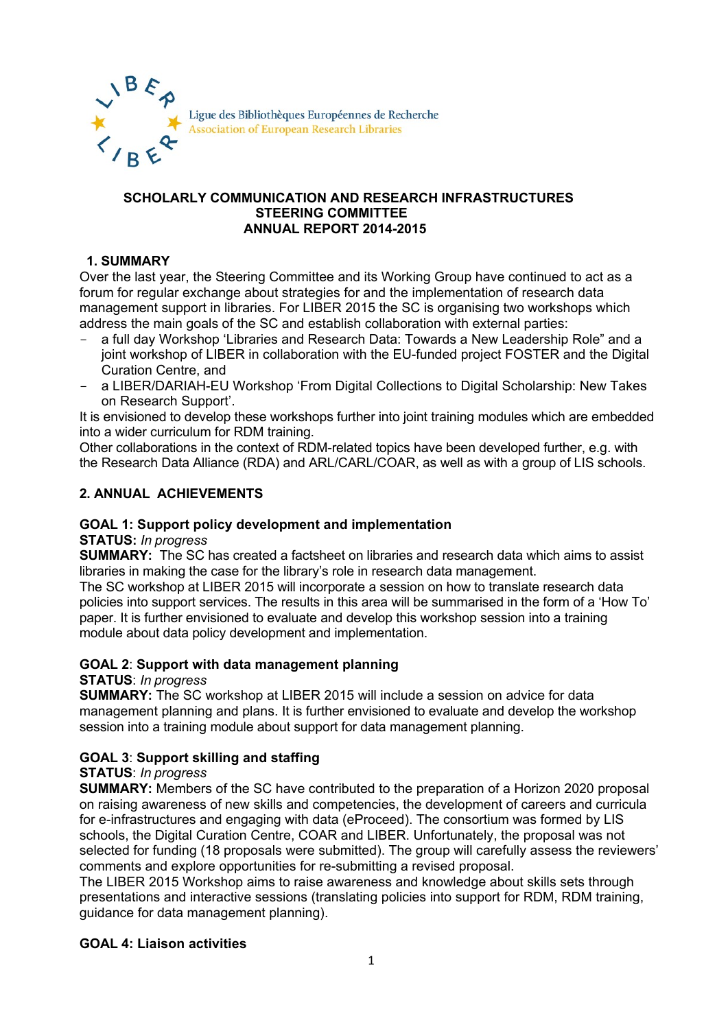Ligue des Bibliothèques Européennes de Recherche
Association of European Research Libraries

# SCHOLARLY COMMUNICATION AND RESEARCH INFRASTRUCTURES STEERING COMMITTEE ANNUAL REPORT 2014-2015

## 1. SUMMARY

Over the last year, the Steering Committee and its Working Group have continued to act as a forum for regular exchange about strategies for and the implementation of research data management support in libraries. For LIBER 2015 the SC is organising two workshops which address the main goals of the SC and establish collaboration with external parties:

- a full day Workshop 'Libraries and Research Data: Towards a New Leadership Role" and a joint workshop of LIBER in collaboration with the EU-funded project FOSTER and the Digital Curation Centre, and
- a LIBER/DARIAH-EU Workshop 'From Digital Collections to Digital Scholarship: New Takes on Research Support'.

It is envisioned to develop these workshops further into joint training modules which are embedded into a wider curriculum for RDM training.

Other collaborations in the context of RDM-related topics have been developed further, e.g. with the Research Data Alliance (RDA) and ARL/CARL/COAR, as well as with a group of LIS schools.

## 2. ANNUAL ACHIEVEMENTS

### GOAL 1: Support policy development and implementation

**STATUS:** *In progress*

**SUMMARY:** The SC has created a factsheet on libraries and research data which aims to assist libraries in making the case for the library's role in research data management.

The SC workshop at LIBER 2015 will incorporate a session on how to translate research data policies into support services. The results in this area will be summarised in the form of a 'How To' paper. It is further envisioned to evaluate and develop this workshop session into a training module about data policy development and implementation.

### GOAL 2: Support with data management planning

**STATUS**: *In progress*

**SUMMARY:** The SC workshop at LIBER 2015 will include a session on advice for data management planning and plans. It is further envisioned to evaluate and develop the workshop session into a training module about support for data management planning.

### GOAL 3: Support skilling and staffing

**STATUS**: *In progress*

**SUMMARY:** Members of the SC have contributed to the preparation of a Horizon 2020 proposal on raising awareness of new skills and competencies, the development of careers and curricula for e-infrastructures and engaging with data (eProceed). The consortium was formed by LIS schools, the Digital Curation Centre, COAR and LIBER. Unfortunately, the proposal was not selected for funding (18 proposals were submitted). The group will carefully assess the reviewers' comments and explore opportunities for re-submitting a revised proposal.

The LIBER 2015 Workshop aims to raise awareness and knowledge about skills sets through presentations and interactive sessions (translating policies into support for RDM, RDM training, guidance for data management planning).

### GOAL 4: Liaison activities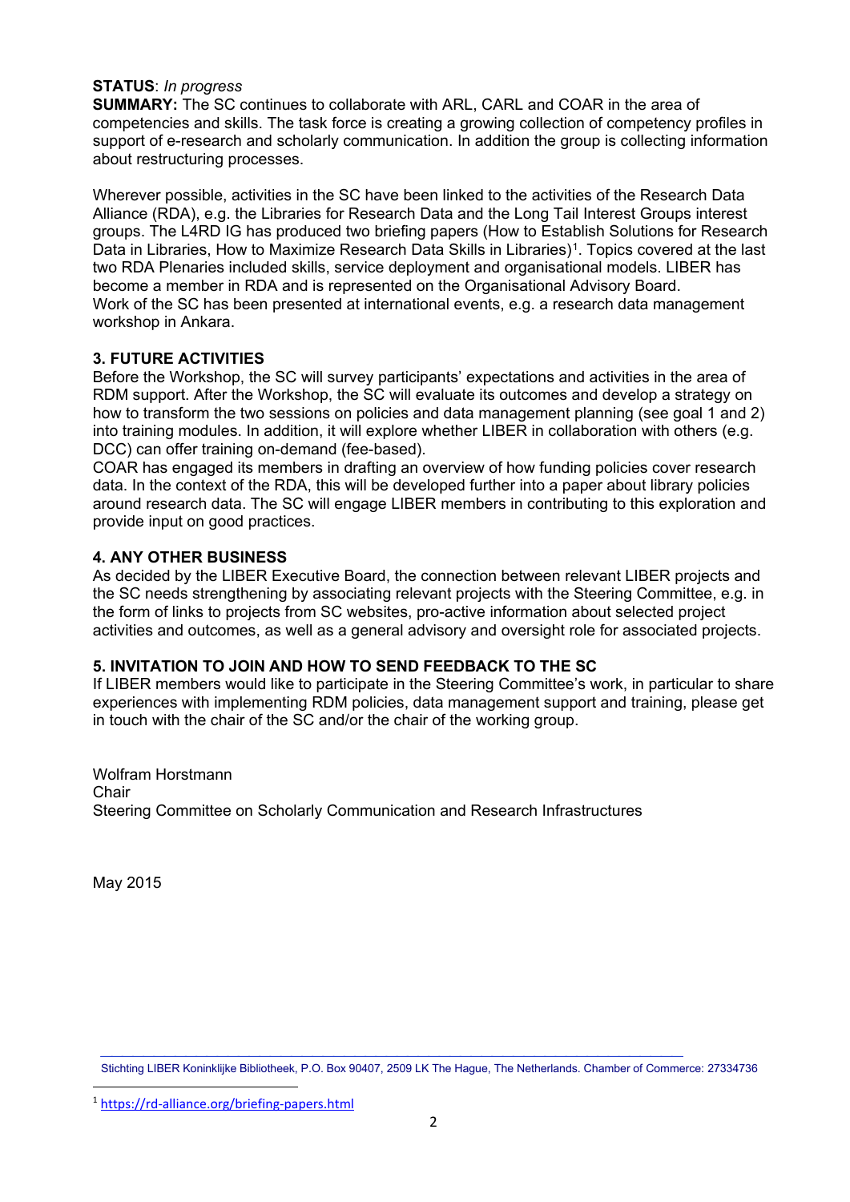**STATUS**: *In progress*

**SUMMARY:** The SC continues to collaborate with ARL, CARL and COAR in the area of competencies and skills. The task force is creating a growing collection of competency profiles in support of e-research and scholarly communication. In addition the group is collecting information about restructuring processes.

Wherever possible, activities in the SC have been linked to the activities of the Research Data Alliance (RDA), e.g. the Libraries for Research Data and the Long Tail Interest Groups interest groups. The L4RD IG has produced two briefing papers (How to Establish Solutions for Research Data in Libraries, How to Maximize Research Data Skills in Libraries)[1]. Topics covered at the last two RDA Plenaries included skills, service deployment and organisational models. LIBER has become a member in RDA and is represented on the Organisational Advisory Board.
Work of the SC has been presented at international events, e.g. a research data management workshop in Ankara.

### 3. FUTURE ACTIVITIES

Before the Workshop, the SC will survey participants' expectations and activities in the area of RDM support. After the Workshop, the SC will evaluate its outcomes and develop a strategy on how to transform the two sessions on policies and data management planning (see goal 1 and 2) into training modules. In addition, it will explore whether LIBER in collaboration with others (e.g. DCC) can offer training on-demand (fee-based).
COAR has engaged its members in drafting an overview of how funding policies cover research data. In the context of the RDA, this will be developed further into a paper about library policies around research data. The SC will engage LIBER members in contributing to this exploration and provide input on good practices.

### 4. ANY OTHER BUSINESS

As decided by the LIBER Executive Board, the connection between relevant LIBER projects and the SC needs strengthening by associating relevant projects with the Steering Committee, e.g. in the form of links to projects from SC websites, pro-active information about selected project activities and outcomes, as well as a general advisory and oversight role for associated projects.

### 5. INVITATION TO JOIN AND HOW TO SEND FEEDBACK TO THE SC

If LIBER members would like to participate in the Steering Committee's work, in particular to share experiences with implementing RDM policies, data management support and training, please get in touch with the chair of the SC and/or the chair of the working group.

Wolfram Horstmann
Chair
Steering Committee on Scholarly Communication and Research Infrastructures

May 2015

Stichting LIBER Koninklijke Bibliotheek, P.O. Box 90407, 2509 LK The Hague, The Netherlands. Chamber of Commerce: 27334736

[1] https://rd-alliance.org/briefing-papers.html